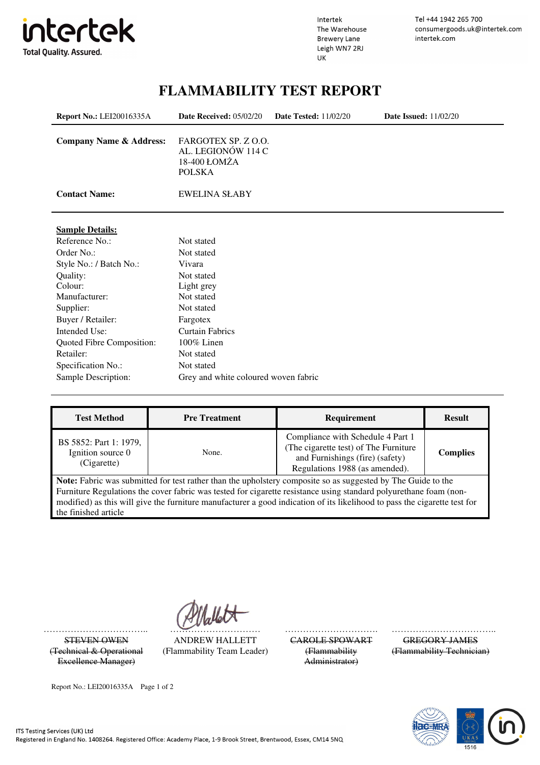intertek
Total Quality. Assured.

Intertek
The Warehouse
Brewery Lane
Leigh WN7 2RJ
UK

Tel +44 1942 265 700
consumergoods.uk@intertek.com
intertek.com

# FLAMMABILITY TEST REPORT

**Report No.:** LEI20016335A **Date Received:** 05/02/20 **Date Tested:** 11/02/20 **Date Issued:** 11/02/20

**Company Name & Address:** FARGOTEX SP. Z O.O.
AL. LEGIONÓW 114 C
18-400 ŁOMŻA
POLSKA

**Contact Name:** EWELINA SŁABY

**Sample Details:**

| | |
|---|---|
| Reference No.: | Not stated |
| Order No.: | Not stated |
| Style No.: / Batch No.: | Vivara |
| Quality: | Not stated |
| Colour: | Light grey |
| Manufacturer: | Not stated |
| Supplier: | Not stated |
| Buyer / Retailer: | Fargotex |
| Intended Use: | Curtain Fabrics |
| Quoted Fibre Composition: | 100% Linen |
| Retailer: | Not stated |
| Specification No.: | Not stated |
| Sample Description: | Grey and white coloured woven fabric |

| Test Method | Pre Treatment | Requirement | Result |
|---|---|---|---|
| BS 5852: Part 1: 1979, Ignition source 0 (Cigarette) | None. | Compliance with Schedule 4 Part 1 (The cigarette test) of The Furniture and Furnishings (fire) (safety) Regulations 1988 (as amended). | **Complies** |

**Note:** Fabric was submitted for test rather than the upholstery composite so as suggested by The Guide to the Furniture Regulations the cover fabric was tested for cigarette resistance using standard polyurethane foam (non-modified) as this will give the furniture manufacturer a good indication of its likelihood to pass the cigarette test for the finished article

~~STEVEN OWEN~~
~~(Technical & Operational Excellence Manager)~~

ANDREW HALLETT
(Flammability Team Leader)

~~CAROLE SPOWART~~
~~(Flammability Administrator)~~

~~GREGORY JAMES~~
~~(Flammability Technician)~~

Report No.: LEI20016335A

ITS Testing Services (UK) Ltd
Registered in England No. 1408264. Registered Office: Academy Place, 1-9 Brook Street, Brentwood, Essex, CM14 5NQ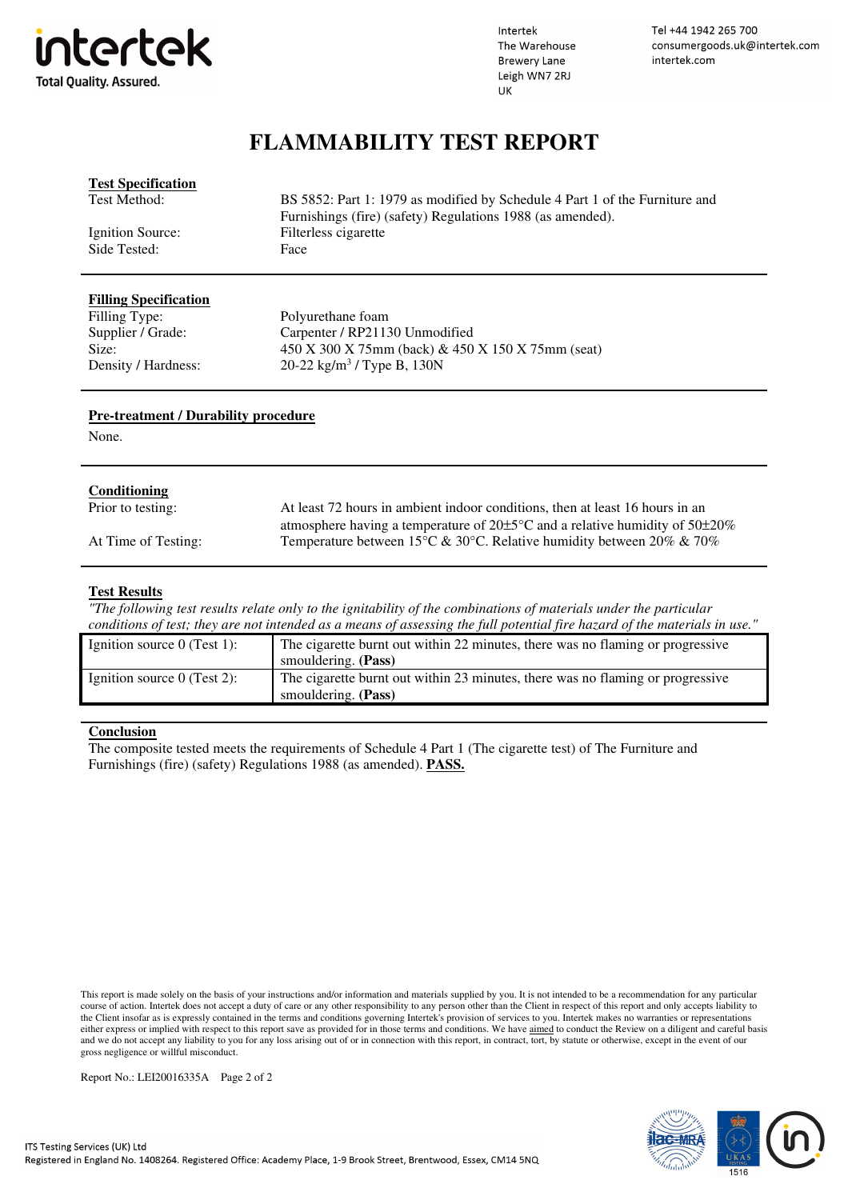intertek
Total Quality. Assured.

Intertek
The Warehouse
Brewery Lane
Leigh WN7 2RJ
UK

Tel +44 1942 265 700
consumergoods.uk@intertek.com
intertek.com

# FLAMMABILITY TEST REPORT

**Test Specification**

| | |
|---|---|
| Test Method: | BS 5852: Part 1: 1979 as modified by Schedule 4 Part 1 of the Furniture and Furnishings (fire) (safety) Regulations 1988 (as amended). |
| Ignition Source: | Filterless cigarette |
| Side Tested: | Face |

**Filling Specification**

| | |
|---|---|
| Filling Type: | Polyurethane foam |
| Supplier / Grade: | Carpenter / RP21130 Unmodified |
| Size: | 450 X 300 X 75mm (back) & 450 X 150 X 75mm (seat) |
| Density / Hardness: | 20-22 kg/m$^3$ / Type B, 130N |

**Pre-treatment / Durability procedure**

None.

**Conditioning**

| | |
|---|---|
| Prior to testing: | At least 72 hours in ambient indoor conditions, then at least 16 hours in an atmosphere having a temperature of 20±5°C and a relative humidity of 50±20% |
| At Time of Testing: | Temperature between 15°C & 30°C. Relative humidity between 20% & 70% |

**Test Results**

*"The following test results relate only to the ignitability of the combinations of materials under the particular conditions of test; they are not intended as a means of assessing the full potential fire hazard of the materials in use."*

| | |
|---|---|
| Ignition source 0 (Test 1): | The cigarette burnt out within 22 minutes, there was no flaming or progressive smouldering. **(Pass)** |
| Ignition source 0 (Test 2): | The cigarette burnt out within 23 minutes, there was no flaming or progressive smouldering. **(Pass)** |

**Conclusion**

The composite tested meets the requirements of Schedule 4 Part 1 (The cigarette test) of The Furniture and Furnishings (fire) (safety) Regulations 1988 (as amended). **PASS.**

This report is made solely on the basis of your instructions and/or information and materials supplied by you. It is not intended to be a recommendation for any particular course of action. Intertek does not accept a duty of care or any other responsibility to any person other than the Client in respect of this report and only accepts liability to the Client insofar as is expressly contained in the terms and conditions governing Intertek's provision of services to you. Intertek makes no warranties or representations either express or implied with respect to this report save as provided for in those terms and conditions. We have aimed to conduct the Review on a diligent and careful basis and we do not accept any liability to you for any loss arising out of or in connection with this report, in contract, tort, by statute or otherwise, except in the event of our gross negligence or willful misconduct.

Report No.: LEI20016335A

ITS Testing Services (UK) Ltd
Registered in England No. 1408264. Registered Office: Academy Place, 1-9 Brook Street, Brentwood, Essex, CM14 5NQ

1516